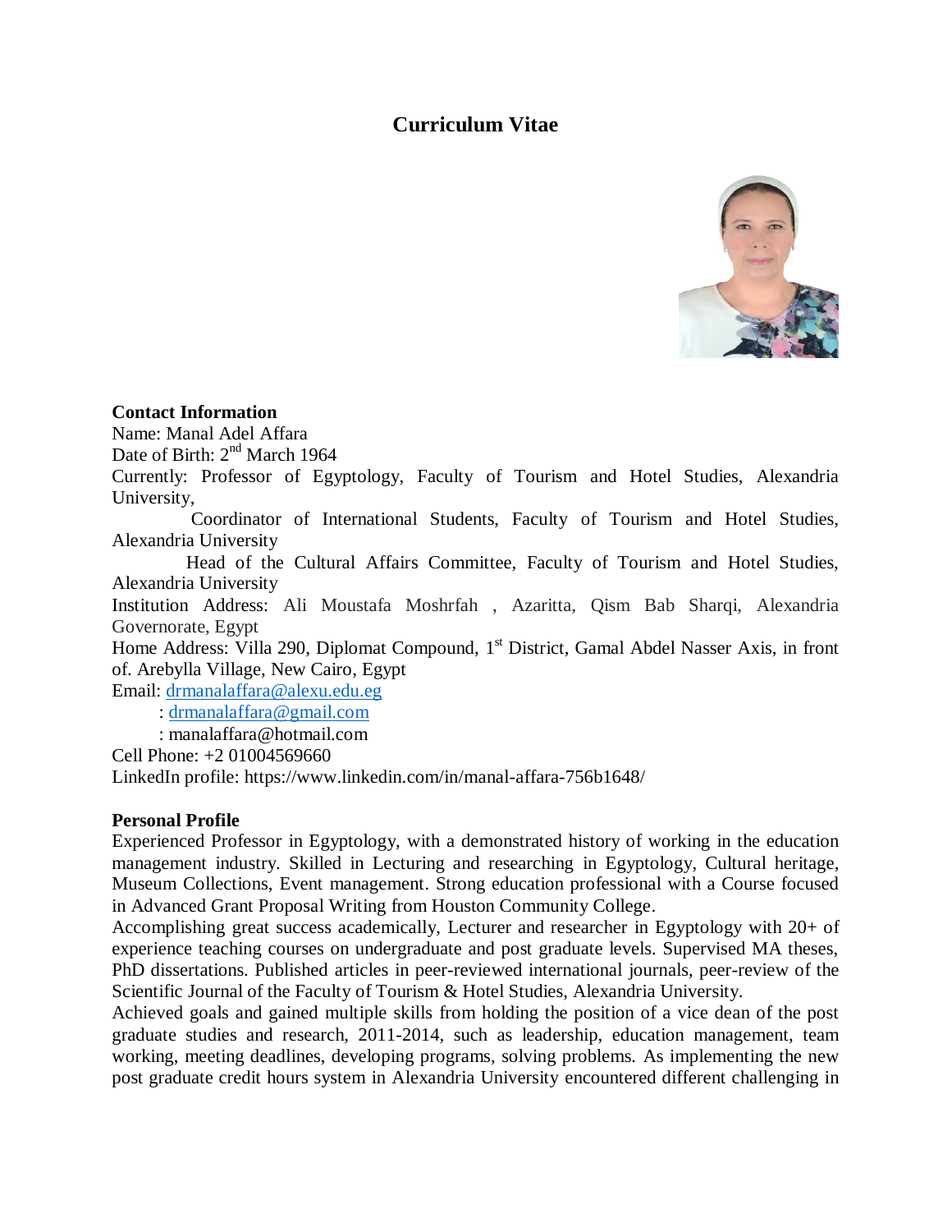# Curriculum Vitae

**Contact Information**

Name: Manal Adel Affara

Date of Birth: 2nd March 1964

Currently: Professor of Egyptology, Faculty of Tourism and Hotel Studies, Alexandria University,

Coordinator of International Students, Faculty of Tourism and Hotel Studies, Alexandria University

Head of the Cultural Affairs Committee, Faculty of Tourism and Hotel Studies, Alexandria University

Institution Address: Ali Moustafa Moshrfah , Azaritta, Qism Bab Sharqi, Alexandria Governorate, Egypt

Home Address: Villa 290, Diplomat Compound, 1st District, Gamal Abdel Nasser Axis, in front of. Arebylla Village, New Cairo, Egypt

Email: drmanalaffara@alexu.edu.eg

: drmanalaffara@gmail.com

: manalaffara@hotmail.com

Cell Phone: +2 01004569660

LinkedIn profile: https://www.linkedin.com/in/manal-affara-756b1648/

**Personal Profile**

Experienced Professor in Egyptology, with a demonstrated history of working in the education management industry. Skilled in Lecturing and researching in Egyptology, Cultural heritage, Museum Collections, Event management. Strong education professional with a Course focused in Advanced Grant Proposal Writing from Houston Community College.

Accomplishing great success academically, Lecturer and researcher in Egyptology with 20+ of experience teaching courses on undergraduate and post graduate levels. Supervised MA theses, PhD dissertations. Published articles in peer-reviewed international journals, peer-review of the Scientific Journal of the Faculty of Tourism & Hotel Studies, Alexandria University.

Achieved goals and gained multiple skills from holding the position of a vice dean of the post graduate studies and research, 2011-2014, such as leadership, education management, team working, meeting deadlines, developing programs, solving problems. As implementing the new post graduate credit hours system in Alexandria University encountered different challenging in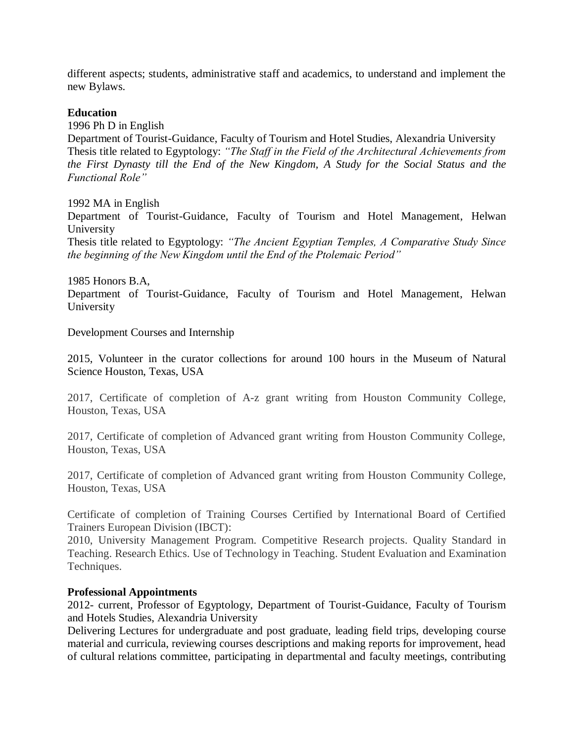different aspects; students, administrative staff and academics, to understand and implement the new Bylaws.

**Education**

1996 Ph D in English

Department of Tourist-Guidance, Faculty of Tourism and Hotel Studies, Alexandria University

Thesis title related to Egyptology: *"The Staff in the Field of the Architectural Achievements from the First Dynasty till the End of the New Kingdom, A Study for the Social Status and the Functional Role"*

1992 MA in English

Department of Tourist-Guidance, Faculty of Tourism and Hotel Management, Helwan University

Thesis title related to Egyptology: *"The Ancient Egyptian Temples, A Comparative Study Since the beginning of the New Kingdom until the End of the Ptolemaic Period"*

1985 Honors B.A,

Department of Tourist-Guidance, Faculty of Tourism and Hotel Management, Helwan University

Development Courses and Internship

2015, Volunteer in the curator collections for around 100 hours in the Museum of Natural Science Houston, Texas, USA

2017, Certificate of completion of A-z grant writing from Houston Community College, Houston, Texas, USA

2017, Certificate of completion of Advanced grant writing from Houston Community College, Houston, Texas, USA

2017, Certificate of completion of Advanced grant writing from Houston Community College, Houston, Texas, USA

Certificate of completion of Training Courses Certified by International Board of Certified Trainers European Division (IBCT):

2010, University Management Program. Competitive Research projects. Quality Standard in Teaching. Research Ethics. Use of Technology in Teaching. Student Evaluation and Examination Techniques.

**Professional Appointments**

2012- current, Professor of Egyptology, Department of Tourist-Guidance, Faculty of Tourism and Hotels Studies, Alexandria University

Delivering Lectures for undergraduate and post graduate, leading field trips, developing course material and curricula, reviewing courses descriptions and making reports for improvement, head of cultural relations committee, participating in departmental and faculty meetings, contributing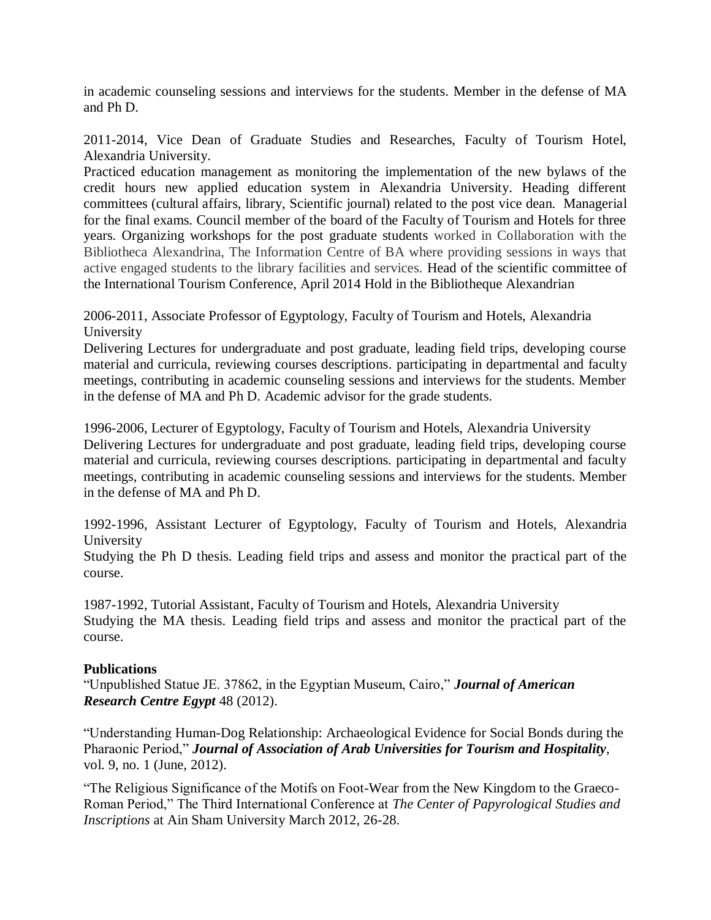in academic counseling sessions and interviews for the students. Member in the defense of MA and Ph D.

2011-2014, Vice Dean of Graduate Studies and Researches, Faculty of Tourism Hotel, Alexandria University.
Practiced education management as monitoring the implementation of the new bylaws of the credit hours new applied education system in Alexandria University. Heading different committees (cultural affairs, library, Scientific journal) related to the post vice dean. Managerial for the final exams. Council member of the board of the Faculty of Tourism and Hotels for three years. Organizing workshops for the post graduate students worked in Collaboration with the Bibliotheca Alexandrina, The Information Centre of BA where providing sessions in ways that active engaged students to the library facilities and services. Head of the scientific committee of the International Tourism Conference, April 2014 Hold in the Bibliotheque Alexandrian

2006-2011, Associate Professor of Egyptology, Faculty of Tourism and Hotels, Alexandria University
Delivering Lectures for undergraduate and post graduate, leading field trips, developing course material and curricula, reviewing courses descriptions. participating in departmental and faculty meetings, contributing in academic counseling sessions and interviews for the students. Member in the defense of MA and Ph D. Academic advisor for the grade students.

1996-2006, Lecturer of Egyptology, Faculty of Tourism and Hotels, Alexandria University
Delivering Lectures for undergraduate and post graduate, leading field trips, developing course material and curricula, reviewing courses descriptions. participating in departmental and faculty meetings, contributing in academic counseling sessions and interviews for the students. Member in the defense of MA and Ph D.

1992-1996, Assistant Lecturer of Egyptology, Faculty of Tourism and Hotels, Alexandria University
Studying the Ph D thesis. Leading field trips and assess and monitor the practical part of the course.

1987-1992, Tutorial Assistant, Faculty of Tourism and Hotels, Alexandria University
Studying the MA thesis. Leading field trips and assess and monitor the practical part of the course.

**Publications**

"Unpublished Statue JE. 37862, in the Egyptian Museum, Cairo," ***Journal of American Research Centre Egypt*** 48 (2012).

"Understanding Human-Dog Relationship: Archaeological Evidence for Social Bonds during the Pharaonic Period," ***Journal of Association of Arab Universities for Tourism and Hospitality***, vol. 9, no. 1 (June, 2012).

"The Religious Significance of the Motifs on Foot-Wear from the New Kingdom to the Graeco-Roman Period," The Third International Conference at *The Center of Papyrological Studies and Inscriptions* at Ain Sham University March 2012, 26-28.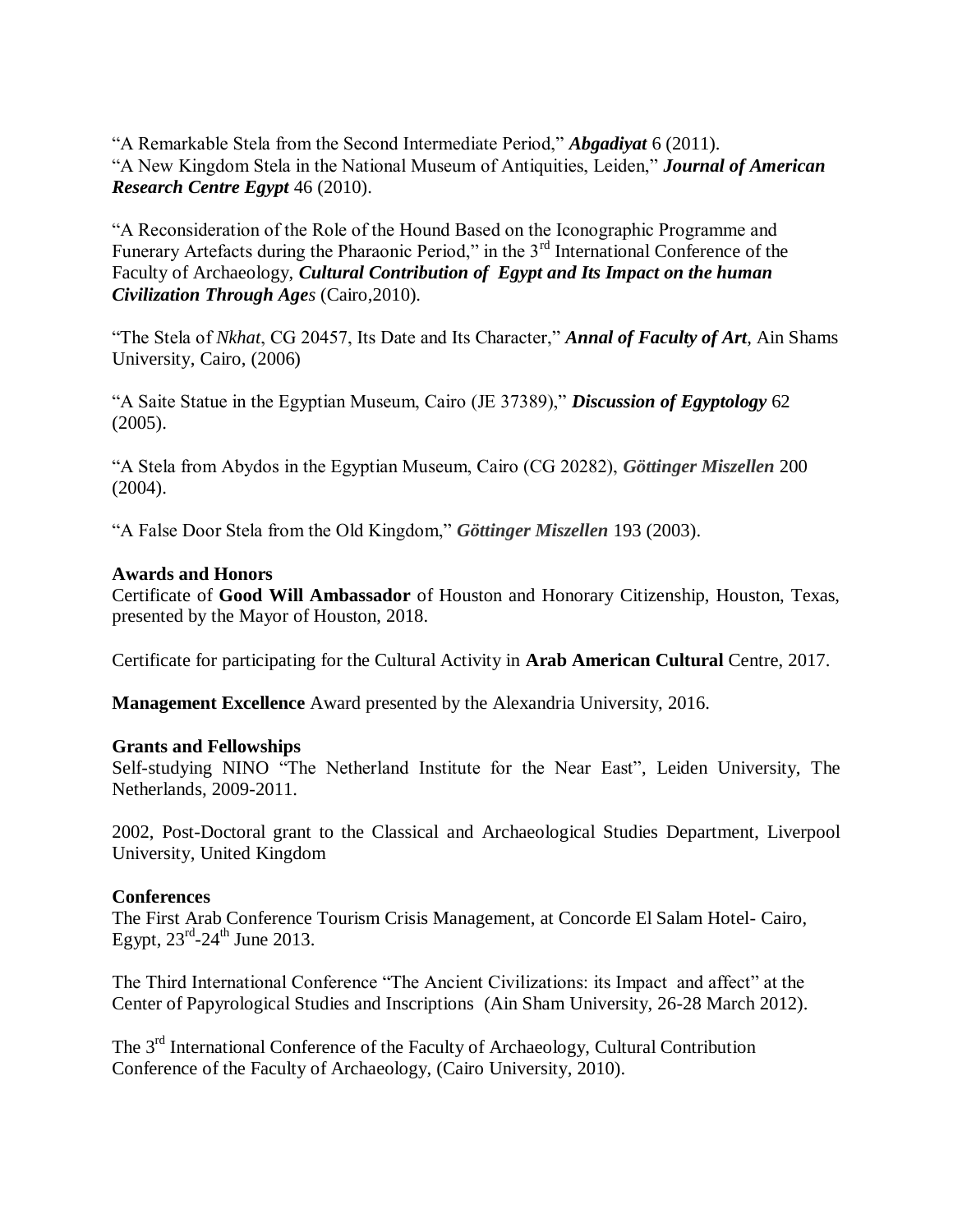"A Remarkable Stela from the Second Intermediate Period," ***Abgadiyat*** 6 (2011).
"A New Kingdom Stela in the National Museum of Antiquities, Leiden," ***Journal of American Research Centre Egypt*** 46 (2010).

"A Reconsideration of the Role of the Hound Based on the Iconographic Programme and Funerary Artefacts during the Pharaonic Period," in the 3rd International Conference of the Faculty of Archaeology, ***Cultural Contribution of Egypt and Its Impact on the human Civilization Through Ages*** (Cairo,2010).

"The Stela of *Nkhat*, CG 20457, Its Date and Its Character," ***Annal of Faculty of Art***, Ain Shams University, Cairo, (2006)

"A Saite Statue in the Egyptian Museum, Cairo (JE 37389)," ***Discussion of Egyptology*** 62 (2005).

"A Stela from Abydos in the Egyptian Museum, Cairo (CG 20282), ***Göttinger Miszellen*** 200 (2004).

"A False Door Stela from the Old Kingdom," ***Göttinger Miszellen*** 193 (2003).

**Awards and Honors**

Certificate of **Good Will Ambassador** of Houston and Honorary Citizenship, Houston, Texas, presented by the Mayor of Houston, 2018.

Certificate for participating for the Cultural Activity in **Arab American Cultural** Centre, 2017.

**Management Excellence** Award presented by the Alexandria University, 2016.

**Grants and Fellowships**

Self-studying NINO "The Netherland Institute for the Near East", Leiden University, The Netherlands, 2009-2011.

2002, Post-Doctoral grant to the Classical and Archaeological Studies Department, Liverpool University, United Kingdom

**Conferences**

The First Arab Conference Tourism Crisis Management, at Concorde El Salam Hotel- Cairo, Egypt, 23rd-24th June 2013.

The Third International Conference "The Ancient Civilizations: its Impact and affect" at the Center of Papyrological Studies and Inscriptions (Ain Sham University, 26-28 March 2012).

The 3rd International Conference of the Faculty of Archaeology, Cultural Contribution Conference of the Faculty of Archaeology, (Cairo University, 2010).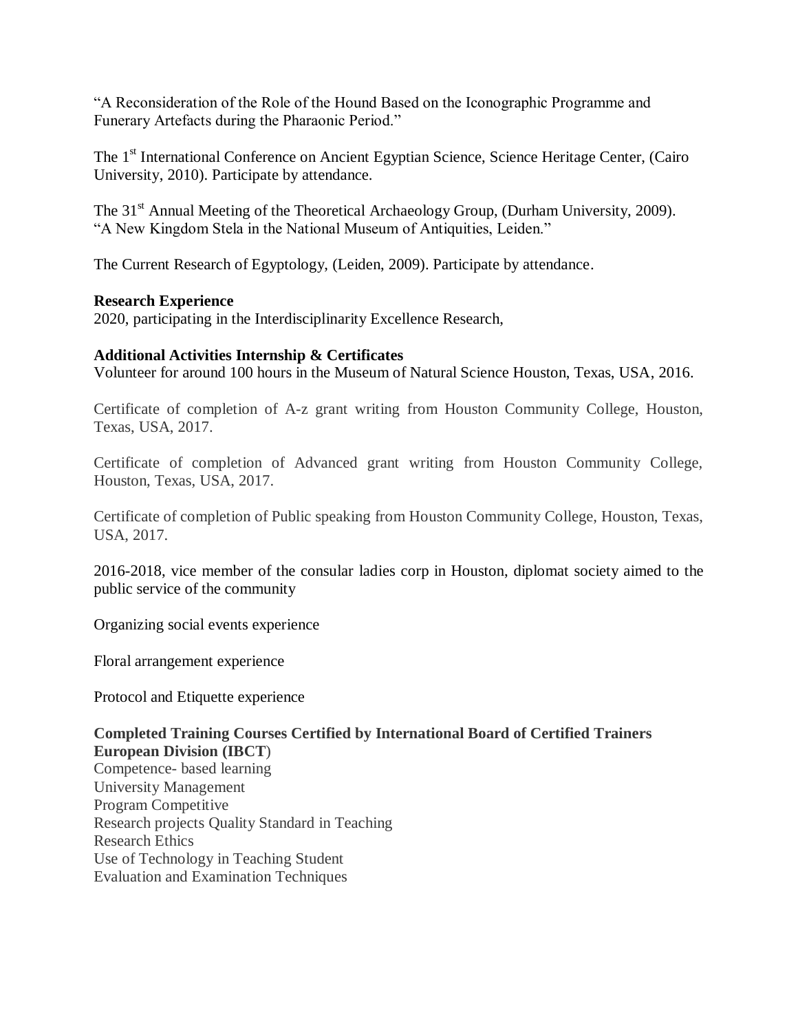"A Reconsideration of the Role of the Hound Based on the Iconographic Programme and Funerary Artefacts during the Pharaonic Period."

The 1st International Conference on Ancient Egyptian Science, Science Heritage Center, (Cairo University, 2010). Participate by attendance.

The 31st Annual Meeting of the Theoretical Archaeology Group, (Durham University, 2009). "A New Kingdom Stela in the National Museum of Antiquities, Leiden."

The Current Research of Egyptology, (Leiden, 2009). Participate by attendance.

**Research Experience**

2020, participating in the Interdisciplinarity Excellence Research,

**Additional Activities Internship & Certificates**

Volunteer for around 100 hours in the Museum of Natural Science Houston, Texas, USA, 2016.

Certificate of completion of A-z grant writing from Houston Community College, Houston, Texas, USA, 2017.

Certificate of completion of Advanced grant writing from Houston Community College, Houston, Texas, USA, 2017.

Certificate of completion of Public speaking from Houston Community College, Houston, Texas, USA, 2017.

2016-2018, vice member of the consular ladies corp in Houston, diplomat society aimed to the public service of the community

Organizing social events experience

Floral arrangement experience

Protocol and Etiquette experience

**Completed Training Courses Certified by International Board of Certified Trainers European Division (IBCT)**

Competence- based learning
University Management
Program Competitive
Research projects Quality Standard in Teaching
Research Ethics
Use of Technology in Teaching Student
Evaluation and Examination Techniques